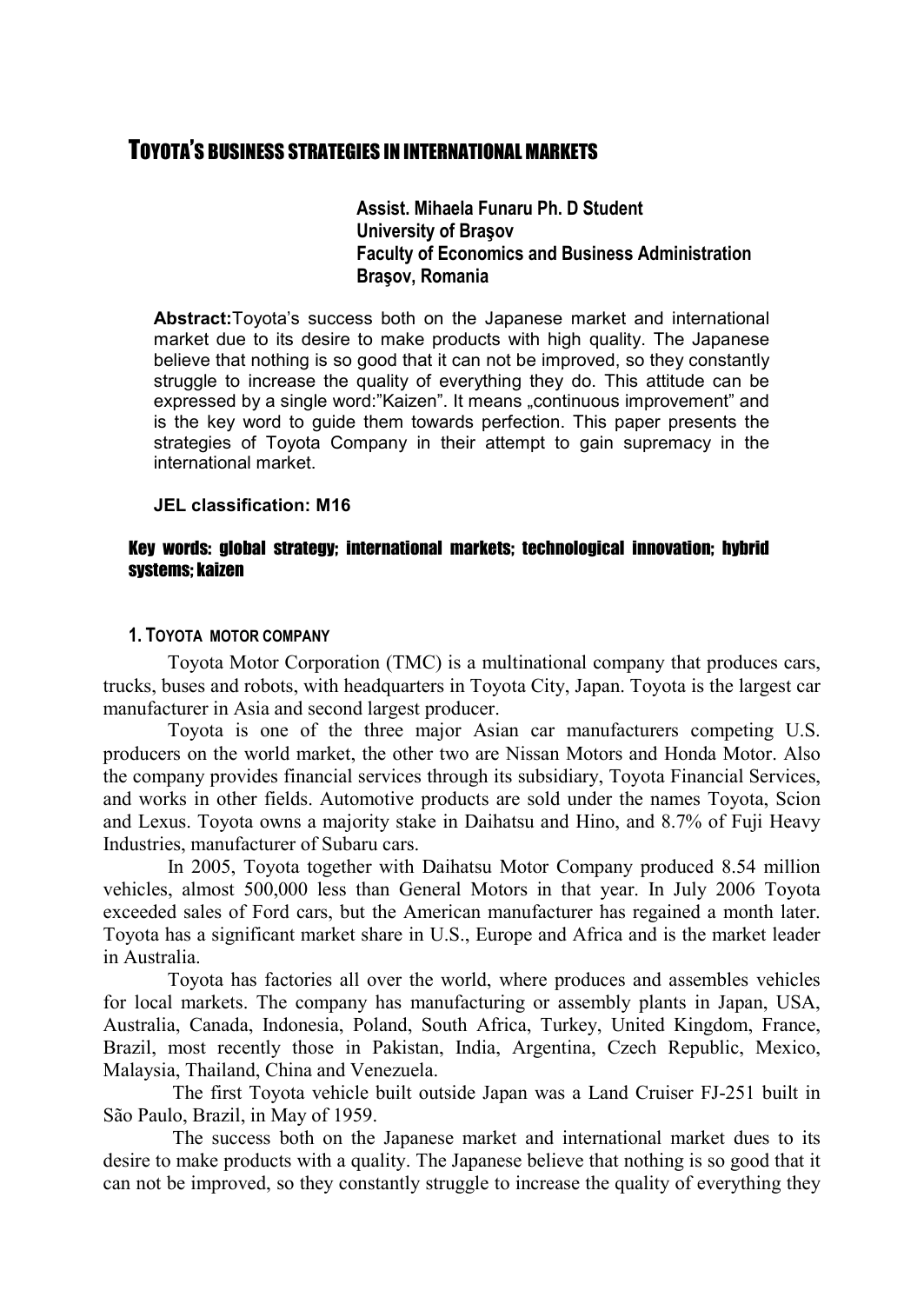# TOYOTA'S BUSINESS STRATEGIES IN INTERNATIONAL MARKETS

**Assist. Mihaela Funaru Ph. D Student**
**University of Braşov**
**Faculty of Economics and Business Administration**
**Braşov, Romania**

**Abstract:**Toyota's success both on the Japanese market and international market due to its desire to make products with high quality. The Japanese believe that nothing is so good that it can not be improved, so they constantly struggle to increase the quality of everything they do. This attitude can be expressed by a single word:"Kaizen". It means „continuous improvement" and is the key word to guide them towards perfection. This paper presents the strategies of Toyota Company in their attempt to gain supremacy in the international market.

**JEL classification: M16**

**Key words: global strategy; international markets; technological innovation; hybrid systems; kaizen**

## 1. TOYOTA MOTOR COMPANY

Toyota Motor Corporation (TMC) is a multinational company that produces cars, trucks, buses and robots, with headquarters in Toyota City, Japan. Toyota is the largest car manufacturer in Asia and second largest producer.

Toyota is one of the three major Asian car manufacturers competing U.S. producers on the world market, the other two are Nissan Motors and Honda Motor. Also the company provides financial services through its subsidiary, Toyota Financial Services, and works in other fields. Automotive products are sold under the names Toyota, Scion and Lexus. Toyota owns a majority stake in Daihatsu and Hino, and 8.7% of Fuji Heavy Industries, manufacturer of Subaru cars.

In 2005, Toyota together with Daihatsu Motor Company produced 8.54 million vehicles, almost 500,000 less than General Motors in that year. In July 2006 Toyota exceeded sales of Ford cars, but the American manufacturer has regained a month later. Toyota has a significant market share in U.S., Europe and Africa and is the market leader in Australia.

Toyota has factories all over the world, where produces and assembles vehicles for local markets. The company has manufacturing or assembly plants in Japan, USA, Australia, Canada, Indonesia, Poland, South Africa, Turkey, United Kingdom, France, Brazil, most recently those in Pakistan, India, Argentina, Czech Republic, Mexico, Malaysia, Thailand, China and Venezuela.

The first Toyota vehicle built outside Japan was a Land Cruiser FJ-251 built in São Paulo, Brazil, in May of 1959.

The success both on the Japanese market and international market dues to its desire to make products with a quality. The Japanese believe that nothing is so good that it can not be improved, so they constantly struggle to increase the quality of everything they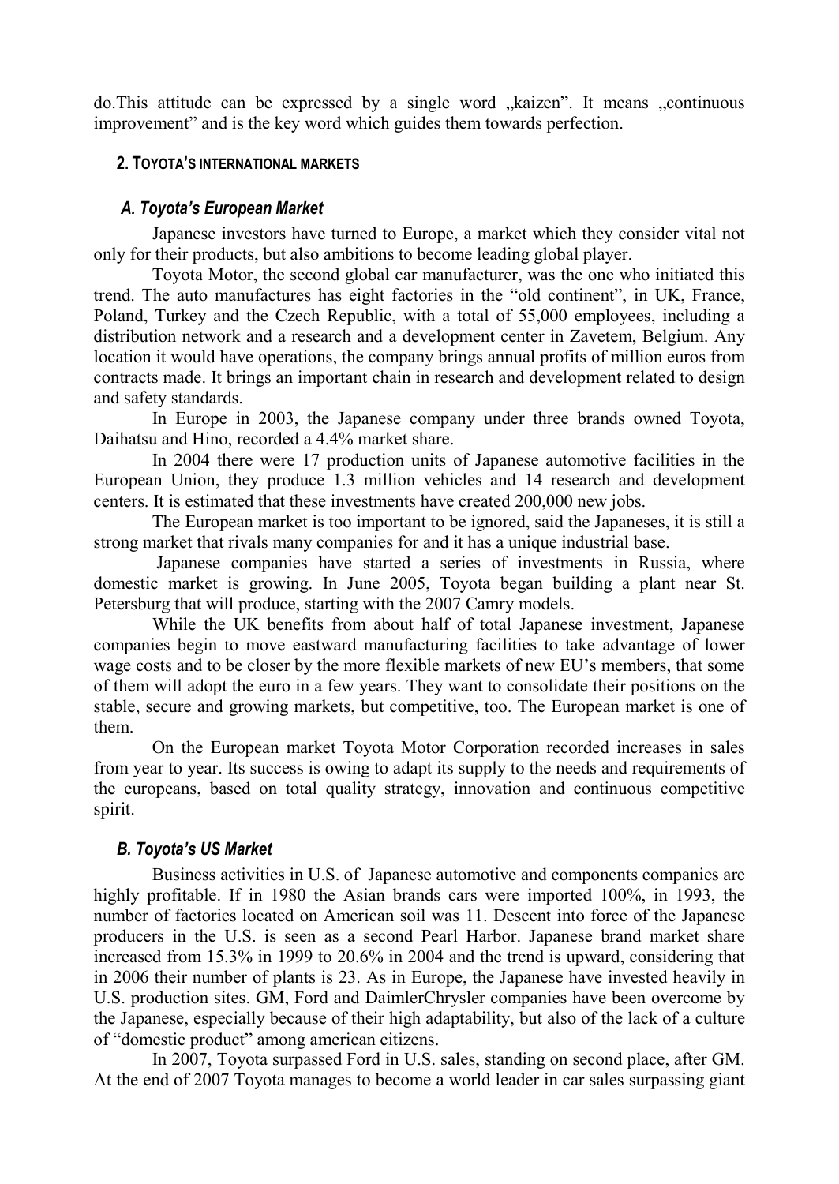do.This attitude can be expressed by a single word „kaizen". It means „continuous improvement" and is the key word which guides them towards perfection.

## 2. TOYOTA'S INTERNATIONAL MARKETS

### *A. Toyota's European Market*

Japanese investors have turned to Europe, a market which they consider vital not only for their products, but also ambitions to become leading global player.

Toyota Motor, the second global car manufacturer, was the one who initiated this trend. The auto manufactures has eight factories in the "old continent", in UK, France, Poland, Turkey and the Czech Republic, with a total of 55,000 employees, including a distribution network and a research and a development center in Zavetem, Belgium. Any location it would have operations, the company brings annual profits of million euros from contracts made. It brings an important chain in research and development related to design and safety standards.

In Europe in 2003, the Japanese company under three brands owned Toyota, Daihatsu and Hino, recorded a 4.4% market share.

In 2004 there were 17 production units of Japanese automotive facilities in the European Union, they produce 1.3 million vehicles and 14 research and development centers. It is estimated that these investments have created 200,000 new jobs.

The European market is too important to be ignored, said the Japaneses, it is still a strong market that rivals many companies for and it has a unique industrial base.

Japanese companies have started a series of investments in Russia, where domestic market is growing. In June 2005, Toyota began building a plant near St. Petersburg that will produce, starting with the 2007 Camry models.

While the UK benefits from about half of total Japanese investment, Japanese companies begin to move eastward manufacturing facilities to take advantage of lower wage costs and to be closer by the more flexible markets of new EU's members, that some of them will adopt the euro in a few years. They want to consolidate their positions on the stable, secure and growing markets, but competitive, too. The European market is one of them.

On the European market Toyota Motor Corporation recorded increases in sales from year to year. Its success is owing to adapt its supply to the needs and requirements of the europeans, based on total quality strategy, innovation and continuous competitive spirit.

### *B. Toyota's US Market*

Business activities in U.S. of Japanese automotive and components companies are highly profitable. If in 1980 the Asian brands cars were imported 100%, in 1993, the number of factories located on American soil was 11. Descent into force of the Japanese producers in the U.S. is seen as a second Pearl Harbor. Japanese brand market share increased from 15.3% in 1999 to 20.6% in 2004 and the trend is upward, considering that in 2006 their number of plants is 23. As in Europe, the Japanese have invested heavily in U.S. production sites. GM, Ford and DaimlerChrysler companies have been overcome by the Japanese, especially because of their high adaptability, but also of the lack of a culture of "domestic product" among american citizens.

In 2007, Toyota surpassed Ford in U.S. sales, standing on second place, after GM. At the end of 2007 Toyota manages to become a world leader in car sales surpassing giant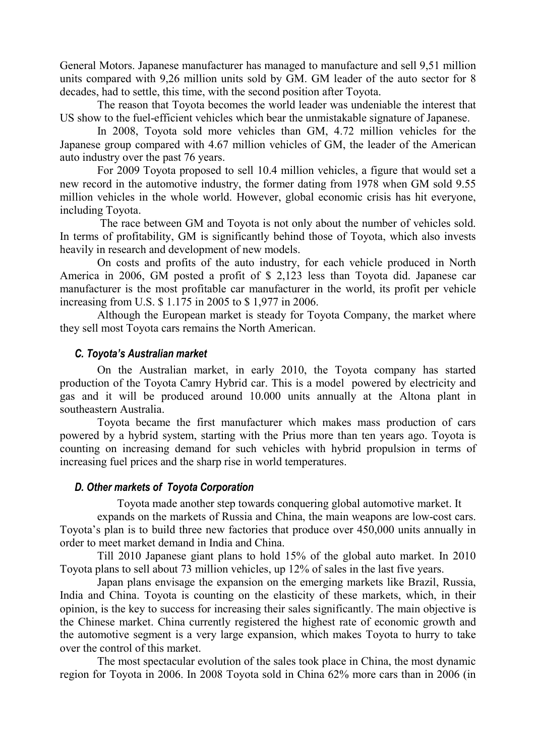General Motors. Japanese manufacturer has managed to manufacture and sell 9,51 million units compared with 9,26 million units sold by GM. GM leader of the auto sector for 8 decades, had to settle, this time, with the second position after Toyota.

The reason that Toyota becomes the world leader was undeniable the interest that US show to the fuel-efficient vehicles which bear the unmistakable signature of Japanese.

In 2008, Toyota sold more vehicles than GM, 4.72 million vehicles for the Japanese group compared with 4.67 million vehicles of GM, the leader of the American auto industry over the past 76 years.

For 2009 Toyota proposed to sell 10.4 million vehicles, a figure that would set a new record in the automotive industry, the former dating from 1978 when GM sold 9.55 million vehicles in the whole world. However, global economic crisis has hit everyone, including Toyota.

The race between GM and Toyota is not only about the number of vehicles sold. In terms of profitability, GM is significantly behind those of Toyota, which also invests heavily in research and development of new models.

On costs and profits of the auto industry, for each vehicle produced in North America in 2006, GM posted a profit of $ 2,123 less than Toyota did. Japanese car manufacturer is the most profitable car manufacturer in the world, its profit per vehicle increasing from U.S. $ 1.175 in 2005 to $ 1,977 in 2006.

Although the European market is steady for Toyota Company, the market where they sell most Toyota cars remains the North American.

### *C. Toyota's Australian market*

On the Australian market, in early 2010, the Toyota company has started production of the Toyota Camry Hybrid car. This is a model powered by electricity and gas and it will be produced around 10.000 units annually at the Altona plant in southeastern Australia.

Toyota became the first manufacturer which makes mass production of cars powered by a hybrid system, starting with the Prius more than ten years ago. Toyota is counting on increasing demand for such vehicles with hybrid propulsion in terms of increasing fuel prices and the sharp rise in world temperatures.

### *D. Other markets of Toyota Corporation*

Toyota made another step towards conquering global automotive market. It expands on the markets of Russia and China, the main weapons are low-cost cars. Toyota's plan is to build three new factories that produce over 450,000 units annually in order to meet market demand in India and China.

Till 2010 Japanese giant plans to hold 15% of the global auto market. In 2010 Toyota plans to sell about 73 million vehicles, up 12% of sales in the last five years.

Japan plans envisage the expansion on the emerging markets like Brazil, Russia, India and China. Toyota is counting on the elasticity of these markets, which, in their opinion, is the key to success for increasing their sales significantly. The main objective is the Chinese market. China currently registered the highest rate of economic growth and the automotive segment is a very large expansion, which makes Toyota to hurry to take over the control of this market.

The most spectacular evolution of the sales took place in China, the most dynamic region for Toyota in 2006. In 2008 Toyota sold in China 62% more cars than in 2006 (in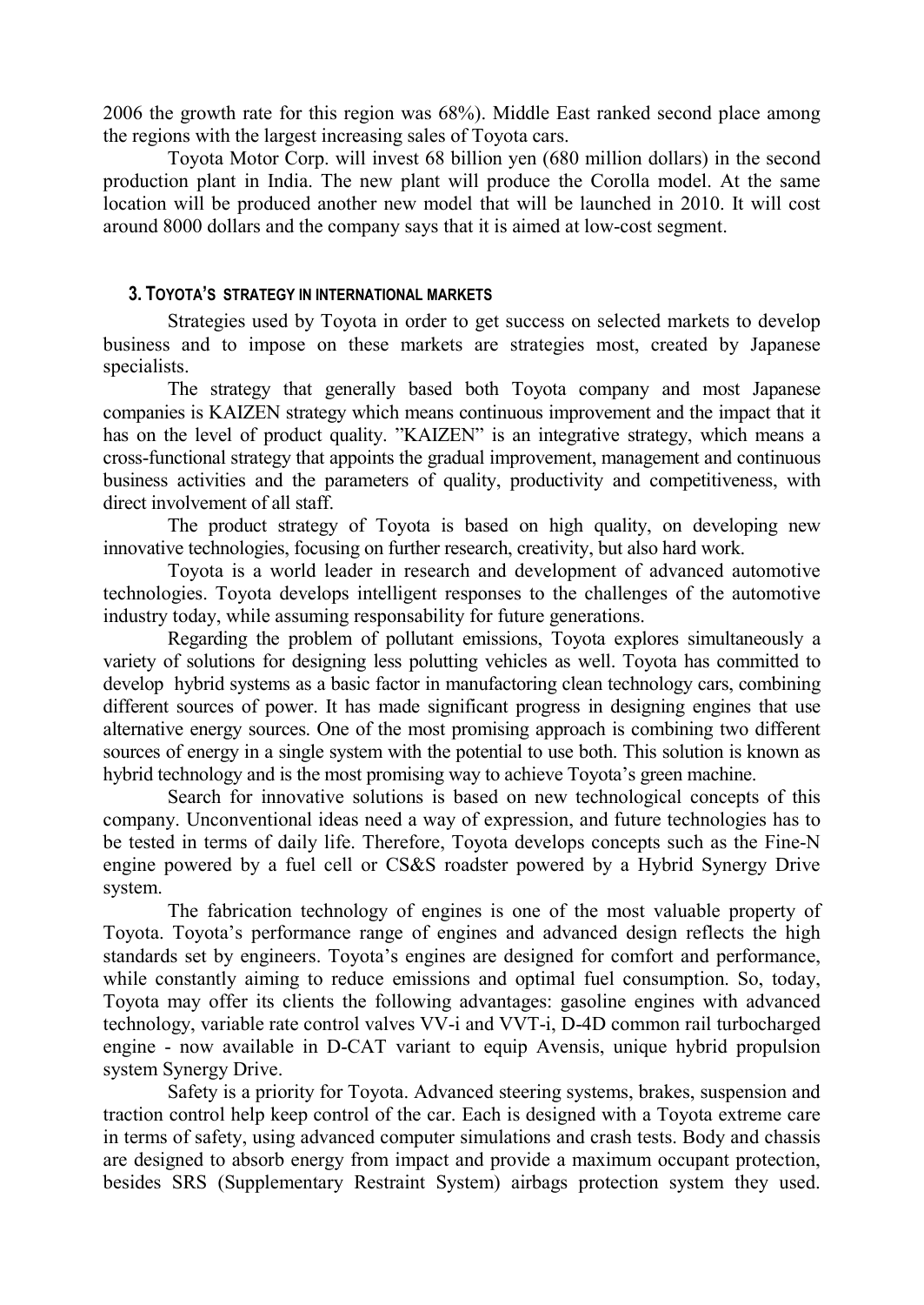2006 the growth rate for this region was 68%). Middle East ranked second place among the regions with the largest increasing sales of Toyota cars.

Toyota Motor Corp. will invest 68 billion yen (680 million dollars) in the second production plant in India. The new plant will produce the Corolla model. At the same location will be produced another new model that will be launched in 2010. It will cost around 8000 dollars and the company says that it is aimed at low-cost segment.

## 3. TOYOTA'S STRATEGY IN INTERNATIONAL MARKETS

Strategies used by Toyota in order to get success on selected markets to develop business and to impose on these markets are strategies most, created by Japanese specialists.

The strategy that generally based both Toyota company and most Japanese companies is KAIZEN strategy which means continuous improvement and the impact that it has on the level of product quality. "KAIZEN" is an integrative strategy, which means a cross-functional strategy that appoints the gradual improvement, management and continuous business activities and the parameters of quality, productivity and competitiveness, with direct involvement of all staff.

The product strategy of Toyota is based on high quality, on developing new innovative technologies, focusing on further research, creativity, but also hard work.

Toyota is a world leader in research and development of advanced automotive technologies. Toyota develops intelligent responses to the challenges of the automotive industry today, while assuming responsability for future generations.

Regarding the problem of pollutant emissions, Toyota explores simultaneously a variety of solutions for designing less polutting vehicles as well. Toyota has committed to develop hybrid systems as a basic factor in manufactoring clean technology cars, combining different sources of power. It has made significant progress in designing engines that use alternative energy sources. One of the most promising approach is combining two different sources of energy in a single system with the potential to use both. This solution is known as hybrid technology and is the most promising way to achieve Toyota's green machine.

Search for innovative solutions is based on new technological concepts of this company. Unconventional ideas need a way of expression, and future technologies has to be tested in terms of daily life. Therefore, Toyota develops concepts such as the Fine-N engine powered by a fuel cell or CS&S roadster powered by a Hybrid Synergy Drive system.

The fabrication technology of engines is one of the most valuable property of Toyota. Toyota's performance range of engines and advanced design reflects the high standards set by engineers. Toyota's engines are designed for comfort and performance, while constantly aiming to reduce emissions and optimal fuel consumption. So, today, Toyota may offer its clients the following advantages: gasoline engines with advanced technology, variable rate control valves VV-i and VVT-i, D-4D common rail turbocharged engine - now available in D-CAT variant to equip Avensis, unique hybrid propulsion system Synergy Drive.

Safety is a priority for Toyota. Advanced steering systems, brakes, suspension and traction control help keep control of the car. Each is designed with a Toyota extreme care in terms of safety, using advanced computer simulations and crash tests. Body and chassis are designed to absorb energy from impact and provide a maximum occupant protection, besides SRS (Supplementary Restraint System) airbags protection system they used.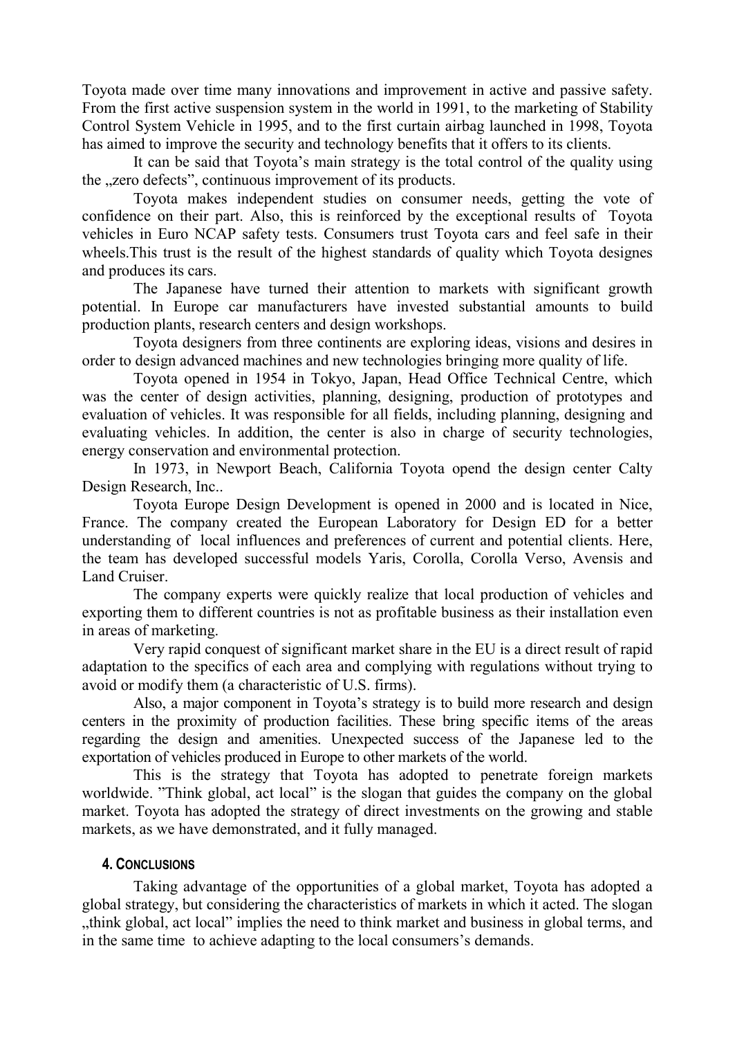Toyota made over time many innovations and improvement in active and passive safety. From the first active suspension system in the world in 1991, to the marketing of Stability Control System Vehicle in 1995, and to the first curtain airbag launched in 1998, Toyota has aimed to improve the security and technology benefits that it offers to its clients.

It can be said that Toyota's main strategy is the total control of the quality using the „zero defects", continuous improvement of its products.

Toyota makes independent studies on consumer needs, getting the vote of confidence on their part. Also, this is reinforced by the exceptional results of Toyota vehicles in Euro NCAP safety tests. Consumers trust Toyota cars and feel safe in their wheels.This trust is the result of the highest standards of quality which Toyota designes and produces its cars.

The Japanese have turned their attention to markets with significant growth potential. In Europe car manufacturers have invested substantial amounts to build production plants, research centers and design workshops.

Toyota designers from three continents are exploring ideas, visions and desires in order to design advanced machines and new technologies bringing more quality of life.

Toyota opened in 1954 in Tokyo, Japan, Head Office Technical Centre, which was the center of design activities, planning, designing, production of prototypes and evaluation of vehicles. It was responsible for all fields, including planning, designing and evaluating vehicles. In addition, the center is also in charge of security technologies, energy conservation and environmental protection.

In 1973, in Newport Beach, California Toyota opend the design center Calty Design Research, Inc..

Toyota Europe Design Development is opened in 2000 and is located in Nice, France. The company created the European Laboratory for Design ED for a better understanding of local influences and preferences of current and potential clients. Here, the team has developed successful models Yaris, Corolla, Corolla Verso, Avensis and Land Cruiser.

The company experts were quickly realize that local production of vehicles and exporting them to different countries is not as profitable business as their installation even in areas of marketing.

Very rapid conquest of significant market share in the EU is a direct result of rapid adaptation to the specifics of each area and complying with regulations without trying to avoid or modify them (a characteristic of U.S. firms).

Also, a major component in Toyota's strategy is to build more research and design centers in the proximity of production facilities. These bring specific items of the areas regarding the design and amenities. Unexpected success of the Japanese led to the exportation of vehicles produced in Europe to other markets of the world.

This is the strategy that Toyota has adopted to penetrate foreign markets worldwide. "Think global, act local" is the slogan that guides the company on the global market. Toyota has adopted the strategy of direct investments on the growing and stable markets, as we have demonstrated, and it fully managed.

## 4. Conclusions

Taking advantage of the opportunities of a global market, Toyota has adopted a global strategy, but considering the characteristics of markets in which it acted. The slogan „think global, act local" implies the need to think market and business in global terms, and in the same time to achieve adapting to the local consumers's demands.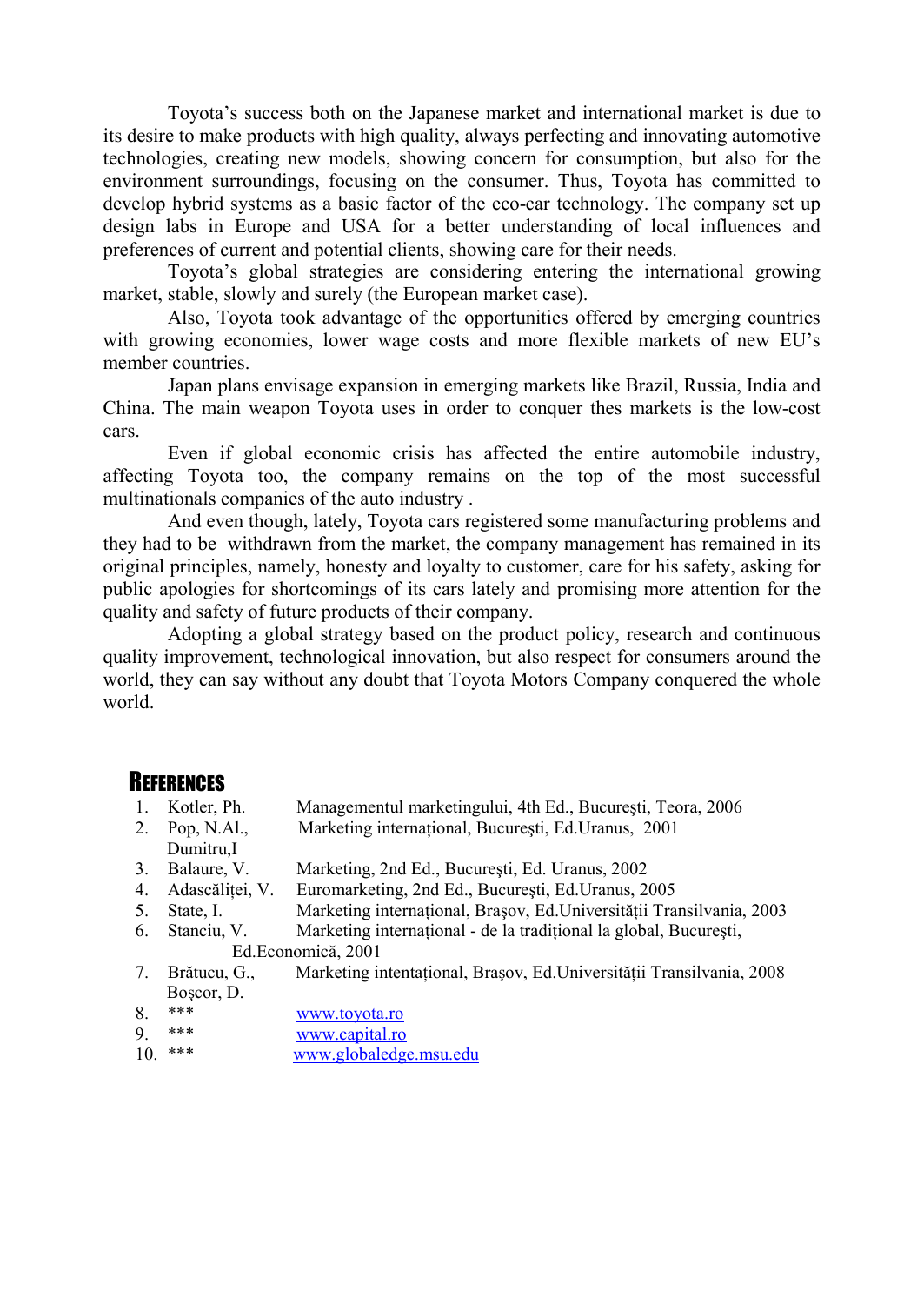Toyota's success both on the Japanese market and international market is due to its desire to make products with high quality, always perfecting and innovating automotive technologies, creating new models, showing concern for consumption, but also for the environment surroundings, focusing on the consumer. Thus, Toyota has committed to develop hybrid systems as a basic factor of the eco-car technology. The company set up design labs in Europe and USA for a better understanding of local influences and preferences of current and potential clients, showing care for their needs.

Toyota's global strategies are considering entering the international growing market, stable, slowly and surely (the European market case).

Also, Toyota took advantage of the opportunities offered by emerging countries with growing economies, lower wage costs and more flexible markets of new EU's member countries.

Japan plans envisage expansion in emerging markets like Brazil, Russia, India and China. The main weapon Toyota uses in order to conquer thes markets is the low-cost cars.

Even if global economic crisis has affected the entire automobile industry, affecting Toyota too, the company remains on the top of the most successful multinationals companies of the auto industry .

And even though, lately, Toyota cars registered some manufacturing problems and they had to be withdrawn from the market, the company management has remained in its original principles, namely, honesty and loyalty to customer, care for his safety, asking for public apologies for shortcomings of its cars lately and promising more attention for the quality and safety of future products of their company.

Adopting a global strategy based on the product policy, research and continuous quality improvement, technological innovation, but also respect for consumers around the world, they can say without any doubt that Toyota Motors Company conquered the whole world.

## REFERENCES

1. Kotler, Ph. Managementul marketingului, 4th Ed., București, Teora, 2006
2. Pop, N.Al., Dumitru,I Marketing internațional, București, Ed.Uranus, 2001
3. Balaure, V. Marketing, 2nd Ed., București, Ed. Uranus, 2002
4. Adascăliței, V. Euromarketing, 2nd Ed., București, Ed.Uranus, 2005
5. State, I. Marketing internațional, Brașov, Ed.Universității Transilvania, 2003
6. Stanciu, V. Marketing internațional - de la tradițional la global, București, Ed.Economică, 2001
7. Brătucu, G., Boşcor, D. Marketing intentațional, Brașov, Ed.Universității Transilvania, 2008
8. *** www.toyota.ro
9. *** www.capital.ro
10. *** www.globaledge.msu.edu